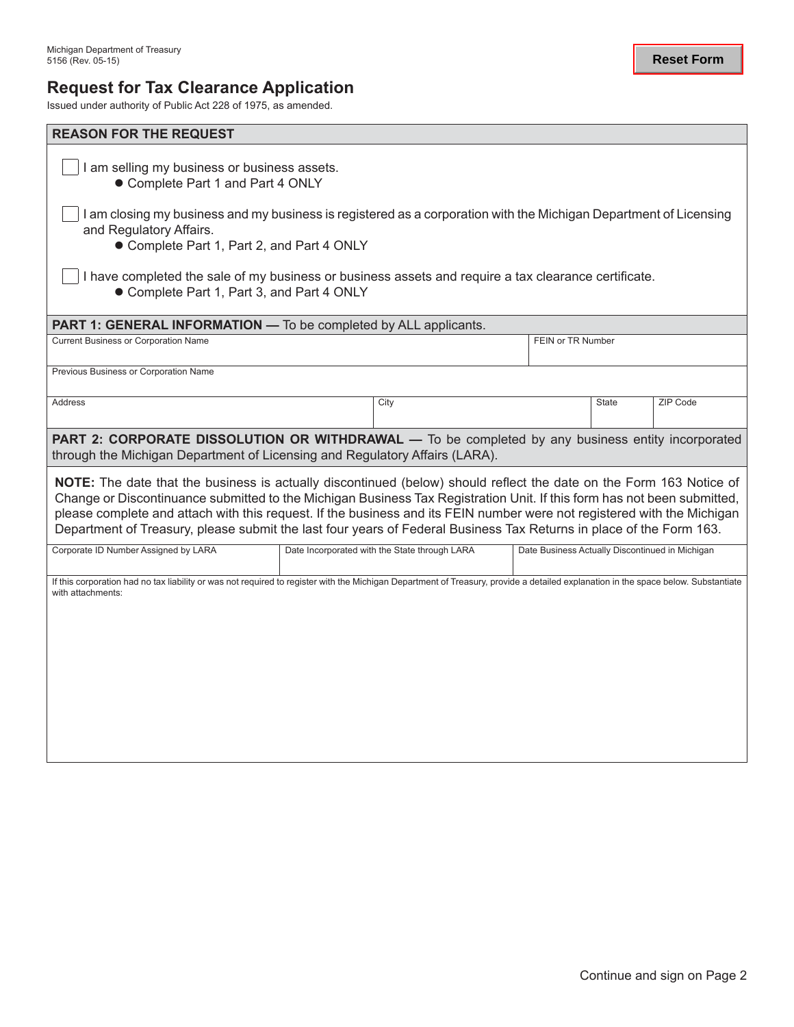Michigan Department of Treasury
5156 (Rev. 05-15)

# Request for Tax Clearance Application

Issued under authority of Public Act 228 of 1975, as amended.

## REASON FOR THE REQUEST

☐ I am selling my business or business assets.
- Complete Part 1 and Part 4 ONLY

☐ I am closing my business and my business is registered as a corporation with the Michigan Department of Licensing and Regulatory Affairs.
- Complete Part 1, Part 2, and Part 4 ONLY

☐ I have completed the sale of my business or business assets and require a tax clearance certificate.
- Complete Part 1, Part 3, and Part 4 ONLY

## PART 1: GENERAL INFORMATION — To be completed by ALL applicants.

| Current Business or Corporation Name | | | FEIN or TR Number |
|---|---|---|---|
| | | | |
| **Previous Business or Corporation Name** | | | |
| | | | |
| **Address** | **City** | **State** | **ZIP Code** |
| | | | |

## PART 2: CORPORATE DISSOLUTION OR WITHDRAWAL — To be completed by any business entity incorporated through the Michigan Department of Licensing and Regulatory Affairs (LARA).

**NOTE:** The date that the business is actually discontinued (below) should reflect the date on the Form 163 Notice of Change or Discontinuance submitted to the Michigan Business Tax Registration Unit. If this form has not been submitted, please complete and attach with this request. If the business and its FEIN number were not registered with the Michigan Department of Treasury, please submit the last four years of Federal Business Tax Returns in place of the Form 163.

| Corporate ID Number Assigned by LARA | Date Incorporated with the State through LARA | Date Business Actually Discontinued in Michigan |
|---|---|---|
| | | |

If this corporation had no tax liability or was not required to register with the Michigan Department of Treasury, provide a detailed explanation in the space below. Substantiate with attachments:

Continue and sign on Page 2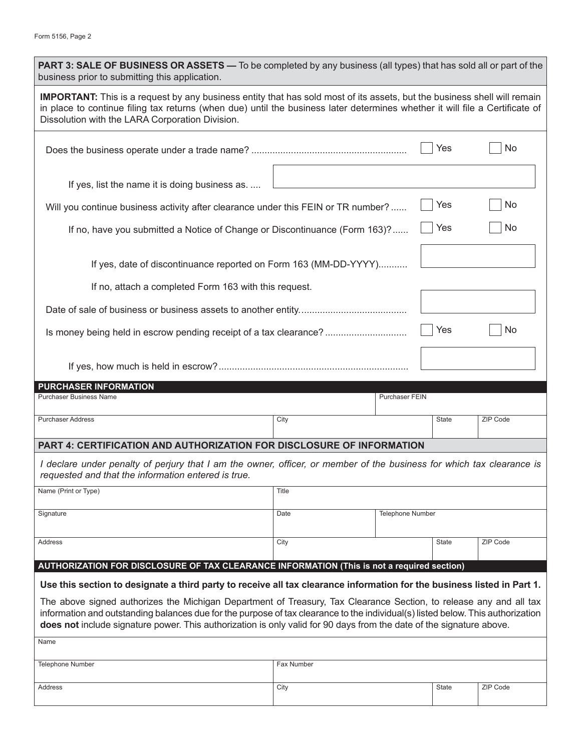## PART 3: SALE OF BUSINESS OR ASSETS — To be completed by any business (all types) that has sold all or part of the business prior to submitting this application.

**IMPORTANT:** This is a request by any business entity that has sold most of its assets, but the business shell will remain in place to continue filing tax returns (when due) until the business later determines whether it will file a Certificate of Dissolution with the LARA Corporation Division.

Does the business operate under a trade name? .......................................................... ☐ Yes ☐ No

If yes, list the name it is doing business as. ....

Will you continue business activity after clearance under this FEIN or TR number? ...... ☐ Yes ☐ No

If no, have you submitted a Notice of Change or Discontinuance (Form 163)? ...... ☐ Yes ☐ No

If yes, date of discontinuance reported on Form 163 (MM-DD-YYYY)...........

If no, attach a completed Form 163 with this request.

Date of sale of business or business assets to another entity.......................................

Is money being held in escrow pending receipt of a tax clearance? .............................. ☐ Yes ☐ No

If yes, how much is held in escrow?.......................................................................

### PURCHASER INFORMATION

| Purchaser Business Name | | Purchaser FEIN | |
|---|---|---|---|
| Purchaser Address | City | State | ZIP Code |

## PART 4: CERTIFICATION AND AUTHORIZATION FOR DISCLOSURE OF INFORMATION

*I declare under penalty of perjury that I am the owner, officer, or member of the business for which tax clearance is requested and that the information entered is true.*

| Name (Print or Type) | Title | | |
|---|---|---|---|
| Signature | Date | Telephone Number | |
| Address | City | State | ZIP Code |

### AUTHORIZATION FOR DISCLOSURE OF TAX CLEARANCE INFORMATION (This is not a required section)

**Use this section to designate a third party to receive all tax clearance information for the business listed in Part 1.**

The above signed authorizes the Michigan Department of Treasury, Tax Clearance Section, to release any and all tax information and outstanding balances due for the purpose of tax clearance to the individual(s) listed below. This authorization **does not** include signature power. This authorization is only valid for 90 days from the date of the signature above.

| Name | | | |
|---|---|---|---|
| Telephone Number | Fax Number | | |
| Address | City | State | ZIP Code |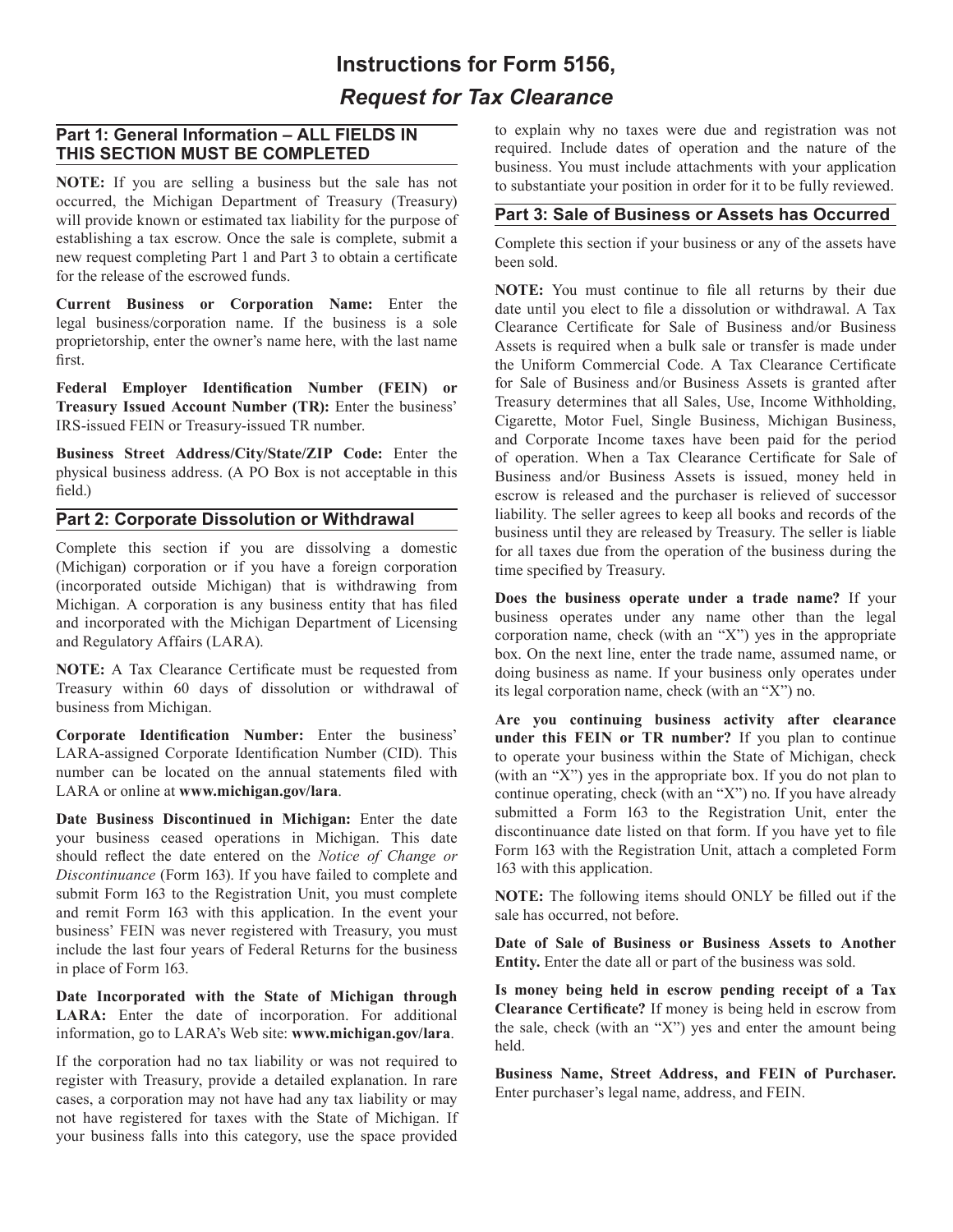# Instructions for Form 5156, *Request for Tax Clearance*

## Part 1: General Information – ALL FIELDS IN THIS SECTION MUST BE COMPLETED

**NOTE:** If you are selling a business but the sale has not occurred, the Michigan Department of Treasury (Treasury) will provide known or estimated tax liability for the purpose of establishing a tax escrow. Once the sale is complete, submit a new request completing Part 1 and Part 3 to obtain a certificate for the release of the escrowed funds.

**Current Business or Corporation Name:** Enter the legal business/corporation name. If the business is a sole proprietorship, enter the owner's name here, with the last name first.

**Federal Employer Identification Number (FEIN) or Treasury Issued Account Number (TR):** Enter the business' IRS-issued FEIN or Treasury-issued TR number.

**Business Street Address/City/State/ZIP Code:** Enter the physical business address. (A PO Box is not acceptable in this field.)

## Part 2: Corporate Dissolution or Withdrawal

Complete this section if you are dissolving a domestic (Michigan) corporation or if you have a foreign corporation (incorporated outside Michigan) that is withdrawing from Michigan. A corporation is any business entity that has filed and incorporated with the Michigan Department of Licensing and Regulatory Affairs (LARA).

**NOTE:** A Tax Clearance Certificate must be requested from Treasury within 60 days of dissolution or withdrawal of business from Michigan.

**Corporate Identification Number:** Enter the business' LARA-assigned Corporate Identification Number (CID). This number can be located on the annual statements filed with LARA or online at **www.michigan.gov/lara**.

**Date Business Discontinued in Michigan:** Enter the date your business ceased operations in Michigan. This date should reflect the date entered on the *Notice of Change or Discontinuance* (Form 163). If you have failed to complete and submit Form 163 to the Registration Unit, you must complete and remit Form 163 with this application. In the event your business' FEIN was never registered with Treasury, you must include the last four years of Federal Returns for the business in place of Form 163.

**Date Incorporated with the State of Michigan through LARA:** Enter the date of incorporation. For additional information, go to LARA's Web site: **www.michigan.gov/lara**.

If the corporation had no tax liability or was not required to register with Treasury, provide a detailed explanation. In rare cases, a corporation may not have had any tax liability or may not have registered for taxes with the State of Michigan. If your business falls into this category, use the space provided to explain why no taxes were due and registration was not required. Include dates of operation and the nature of the business. You must include attachments with your application to substantiate your position in order for it to be fully reviewed.

## Part 3: Sale of Business or Assets has Occurred

Complete this section if your business or any of the assets have been sold.

**NOTE:** You must continue to file all returns by their due date until you elect to file a dissolution or withdrawal. A Tax Clearance Certificate for Sale of Business and/or Business Assets is required when a bulk sale or transfer is made under the Uniform Commercial Code. A Tax Clearance Certificate for Sale of Business and/or Business Assets is granted after Treasury determines that all Sales, Use, Income Withholding, Cigarette, Motor Fuel, Single Business, Michigan Business, and Corporate Income taxes have been paid for the period of operation. When a Tax Clearance Certificate for Sale of Business and/or Business Assets is issued, money held in escrow is released and the purchaser is relieved of successor liability. The seller agrees to keep all books and records of the business until they are released by Treasury. The seller is liable for all taxes due from the operation of the business during the time specified by Treasury.

**Does the business operate under a trade name?** If your business operates under any name other than the legal corporation name, check (with an "X") yes in the appropriate box. On the next line, enter the trade name, assumed name, or doing business as name. If your business only operates under its legal corporation name, check (with an "X") no.

**Are you continuing business activity after clearance under this FEIN or TR number?** If you plan to continue to operate your business within the State of Michigan, check (with an "X") yes in the appropriate box. If you do not plan to continue operating, check (with an "X") no. If you have already submitted a Form 163 to the Registration Unit, enter the discontinuance date listed on that form. If you have yet to file Form 163 with the Registration Unit, attach a completed Form 163 with this application.

**NOTE:** The following items should ONLY be filled out if the sale has occurred, not before.

**Date of Sale of Business or Business Assets to Another Entity.** Enter the date all or part of the business was sold.

**Is money being held in escrow pending receipt of a Tax Clearance Certificate?** If money is being held in escrow from the sale, check (with an "X") yes and enter the amount being held.

**Business Name, Street Address, and FEIN of Purchaser.** Enter purchaser's legal name, address, and FEIN.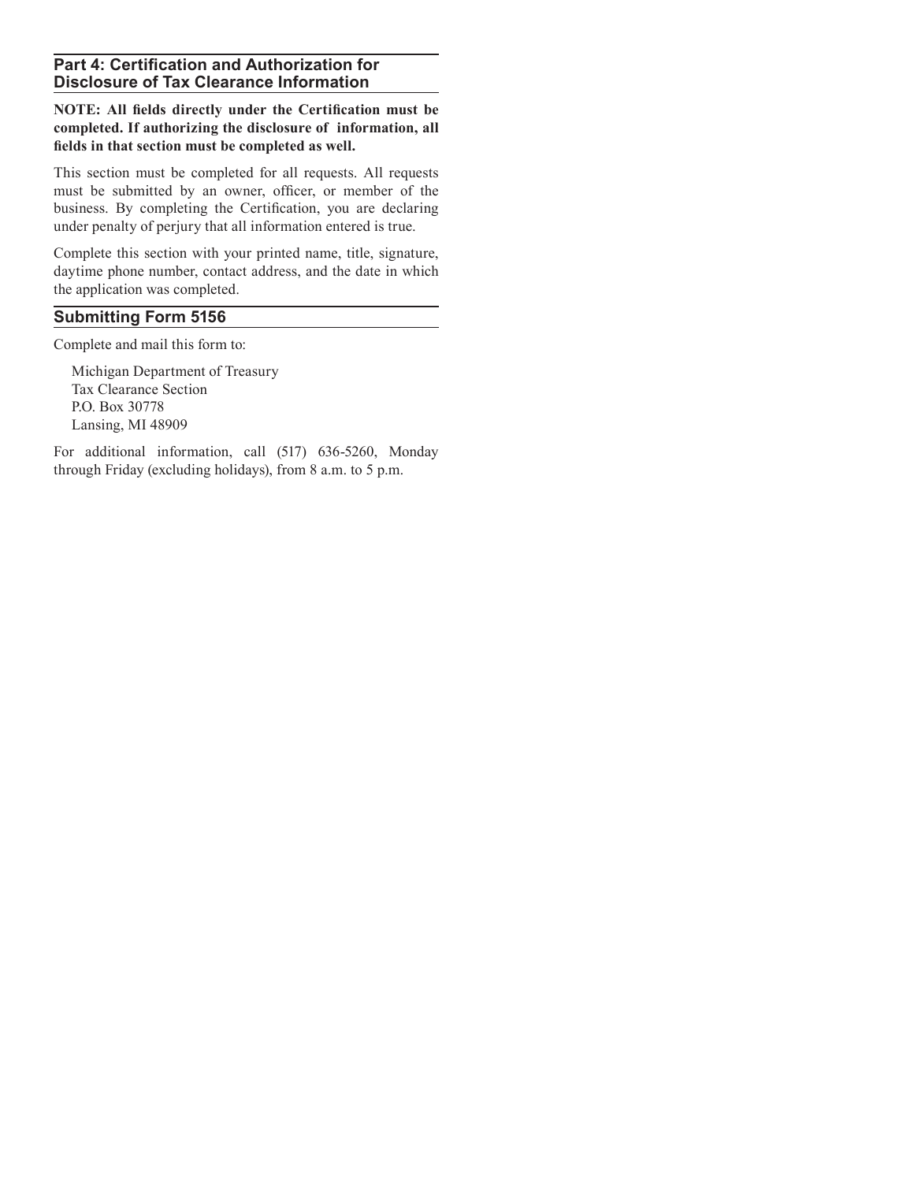## Part 4: Certification and Authorization for Disclosure of Tax Clearance Information

**NOTE: All fields directly under the Certification must be completed. If authorizing the disclosure of information, all fields in that section must be completed as well.**

This section must be completed for all requests. All requests must be submitted by an owner, officer, or member of the business. By completing the Certification, you are declaring under penalty of perjury that all information entered is true.

Complete this section with your printed name, title, signature, daytime phone number, contact address, and the date in which the application was completed.

## Submitting Form 5156

Complete and mail this form to:

Michigan Department of Treasury
Tax Clearance Section
P.O. Box 30778
Lansing, MI 48909

For additional information, call (517) 636-5260, Monday through Friday (excluding holidays), from 8 a.m. to 5 p.m.